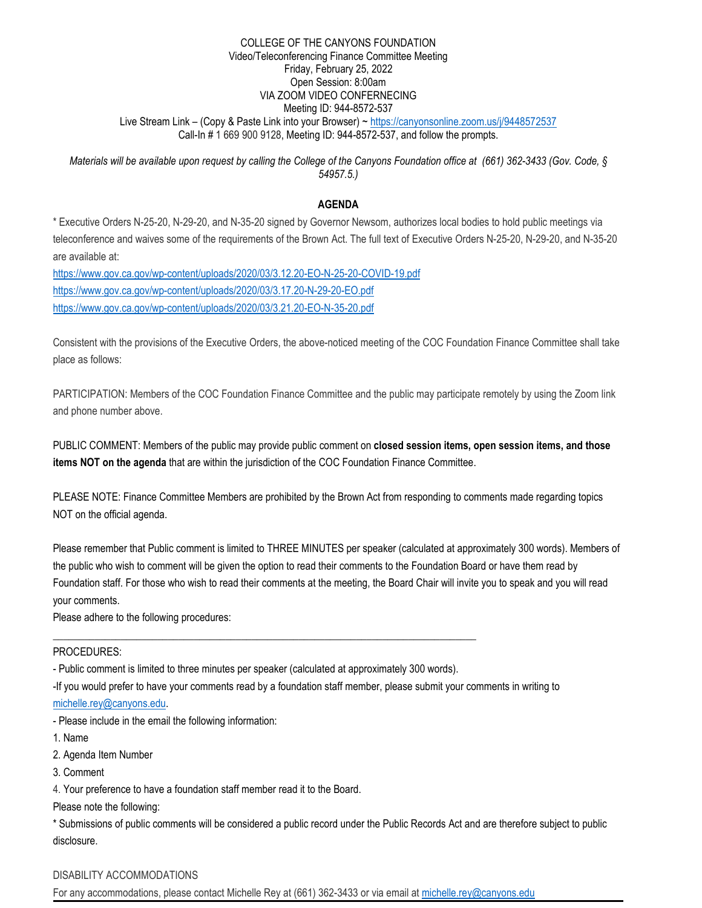COLLEGE OF THE CANYONS FOUNDATION
Video/Teleconferencing Finance Committee Meeting
Friday, February 25, 2022
Open Session: 8:00am
VIA ZOOM VIDEO CONFERENCING
Meeting ID: 944-8572-537
Live Stream Link – (Copy & Paste Link into your Browser) ~ https://canyonsonline.zoom.us/j/9448572537
Call-In # 1 669 900 9128, Meeting ID: 944-8572-537, and follow the prompts.

*Materials will be available upon request by calling the College of the Canyons Foundation office at (661) 362-3433 (Gov. Code, § 54957.5.)*

## AGENDA

* Executive Orders N-25-20, N-29-20, and N-35-20 signed by Governor Newsom, authorizes local bodies to hold public meetings via teleconference and waives some of the requirements of the Brown Act. The full text of Executive Orders N-25-20, N-29-20, and N-35-20 are available at:

https://www.gov.ca.gov/wp-content/uploads/2020/03/3.12.20-EO-N-25-20-COVID-19.pdf
https://www.gov.ca.gov/wp-content/uploads/2020/03/3.17.20-N-29-20-EO.pdf
https://www.gov.ca.gov/wp-content/uploads/2020/03/3.21.20-EO-N-35-20.pdf

Consistent with the provisions of the Executive Orders, the above-noticed meeting of the COC Foundation Finance Committee shall take place as follows:

PARTICIPATION: Members of the COC Foundation Finance Committee and the public may participate remotely by using the Zoom link and phone number above.

PUBLIC COMMENT: Members of the public may provide public comment on **closed session items, open session items, and those items NOT on the agenda** that are within the jurisdiction of the COC Foundation Finance Committee.

PLEASE NOTE: Finance Committee Members are prohibited by the Brown Act from responding to comments made regarding topics NOT on the official agenda.

Please remember that Public comment is limited to THREE MINUTES per speaker (calculated at approximately 300 words). Members of the public who wish to comment will be given the option to read their comments to the Foundation Board or have them read by Foundation staff. For those who wish to read their comments at the meeting, the Board Chair will invite you to speak and you will read your comments.
Please adhere to the following procedures:

---

PROCEDURES:

- Public comment is limited to three minutes per speaker (calculated at approximately 300 words).
- If you would prefer to have your comments read by a foundation staff member, please submit your comments in writing to michelle.rey@canyons.edu.
- Please include in the email the following information:

1. Name
2. Agenda Item Number
3. Comment
4. Your preference to have a foundation staff member read it to the Board.

Please note the following:

* Submissions of public comments will be considered a public record under the Public Records Act and are therefore subject to public disclosure.

DISABILITY ACCOMMODATIONS

For any accommodations, please contact Michelle Rey at (661) 362-3433 or via email at michelle.rey@canyons.edu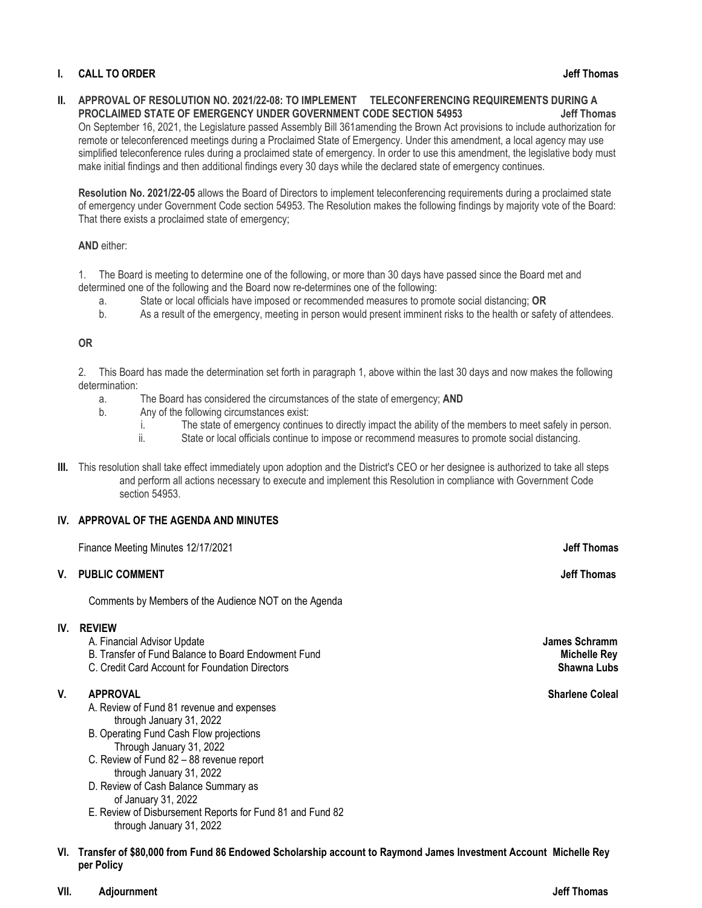**I. CALL TO ORDER** **Jeff Thomas**

**II. APPROVAL OF RESOLUTION NO. 2021/22-08: TO IMPLEMENT TELECONFERENCING REQUIREMENTS DURING A PROCLAIMED STATE OF EMERGENCY UNDER GOVERNMENT CODE SECTION 54953** **Jeff Thomas**

On September 16, 2021, the Legislature passed Assembly Bill 361amending the Brown Act provisions to include authorization for remote or teleconferenced meetings during a Proclaimed State of Emergency. Under this amendment, a local agency may use simplified teleconference rules during a proclaimed state of emergency. In order to use this amendment, the legislative body must make initial findings and then additional findings every 30 days while the declared state of emergency continues.

**Resolution No. 2021/22-05** allows the Board of Directors to implement teleconferencing requirements during a proclaimed state of emergency under Government Code section 54953. The Resolution makes the following findings by majority vote of the Board: That there exists a proclaimed state of emergency;

**AND** either:

1. The Board is meeting to determine one of the following, or more than 30 days have passed since the Board met and determined one of the following and the Board now re-determines one of the following:
   a. State or local officials have imposed or recommended measures to promote social distancing; **OR**
   b. As a result of the emergency, meeting in person would present imminent risks to the health or safety of attendees.

**OR**

2. This Board has made the determination set forth in paragraph 1, above within the last 30 days and now makes the following determination:
   a. The Board has considered the circumstances of the state of emergency; **AND**
   b. Any of the following circumstances exist:
      i. The state of emergency continues to directly impact the ability of the members to meet safely in person.
      ii. State or local officials continue to impose or recommend measures to promote social distancing.

**III.** This resolution shall take effect immediately upon adoption and the District's CEO or her designee is authorized to take all steps and perform all actions necessary to execute and implement this Resolution in compliance with Government Code section 54953.

**IV. APPROVAL OF THE AGENDA AND MINUTES**

Finance Meeting Minutes 12/17/2021 **Jeff Thomas**

**V. PUBLIC COMMENT** **Jeff Thomas**

Comments by Members of the Audience NOT on the Agenda

**IV. REVIEW**

A. Financial Advisor Update **James Schramm**
B. Transfer of Fund Balance to Board Endowment Fund **Michelle Rey**
C. Credit Card Account for Foundation Directors **Shawna Lubs**

**V. APPROVAL** **Sharlene Coleal**

A. Review of Fund 81 revenue and expenses through January 31, 2022
B. Operating Fund Cash Flow projections Through January 31, 2022
C. Review of Fund 82 – 88 revenue report through January 31, 2022
D. Review of Cash Balance Summary as of January 31, 2022
E. Review of Disbursement Reports for Fund 81 and Fund 82 through January 31, 2022

**VI. Transfer of $80,000 from Fund 86 Endowed Scholarship account to Raymond James Investment Account per Policy** **Michelle Rey**

**VII. Adjournment** **Jeff Thomas**